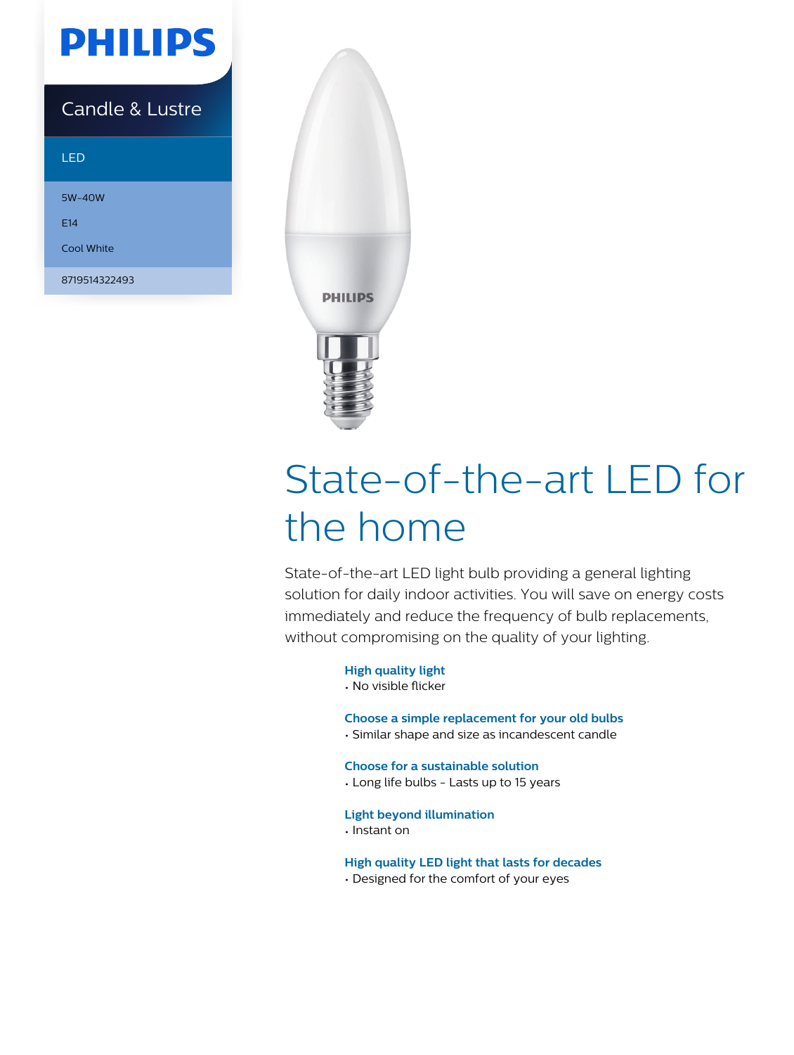PHILIPS

Candle & Lustre

LED

5W-40W

E14

Cool White

8719514322493

# State-of-the-art LED for the home

State-of-the-art LED light bulb providing a general lighting solution for daily indoor activities. You will save on energy costs immediately and reduce the frequency of bulb replacements, without compromising on the quality of your lighting.

### High quality light
- No visible flicker

### Choose a simple replacement for your old bulbs
- Similar shape and size as incandescent candle

### Choose for a sustainable solution
- Long life bulbs - Lasts up to 15 years

### Light beyond illumination
- Instant on

### High quality LED light that lasts for decades
- Designed for the comfort of your eyes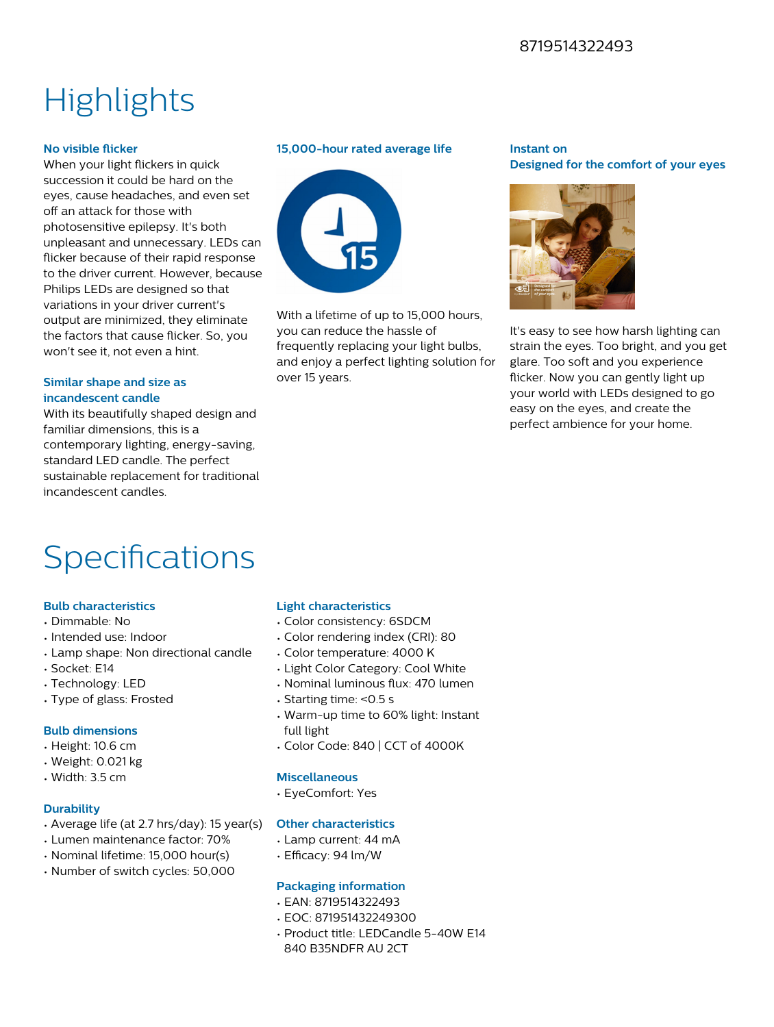8719514322493

# Highlights

### No visible flicker

When your light flickers in quick succession it could be hard on the eyes, cause headaches, and even set off an attack for those with photosensitive epilepsy. It's both unpleasant and unnecessary. LEDs can flicker because of their rapid response to the driver current. However, because Philips LEDs are designed so that variations in your driver current's output are minimized, they eliminate the factors that cause flicker. So, you won't see it, not even a hint.

### Similar shape and size as incandescent candle

With its beautifully shaped design and familiar dimensions, this is a contemporary lighting, energy-saving, standard LED candle. The perfect sustainable replacement for traditional incandescent candles.

### 15,000-hour rated average life

With a lifetime of up to 15,000 hours, you can reduce the hassle of frequently replacing your light bulbs, and enjoy a perfect lighting solution for over 15 years.

### Instant on

### Designed for the comfort of your eyes

It's easy to see how harsh lighting can strain the eyes. Too bright, and you get glare. Too soft and you experience flicker. Now you can gently light up your world with LEDs designed to go easy on the eyes, and create the perfect ambience for your home.

# Specifications

### Bulb characteristics

- Dimmable: No
- Intended use: Indoor
- Lamp shape: Non directional candle
- Socket: E14
- Technology: LED
- Type of glass: Frosted

### Bulb dimensions

- Height: 10.6 cm
- Weight: 0.021 kg
- Width: 3.5 cm

### Durability

- Average life (at 2.7 hrs/day): 15 year(s)
- Lumen maintenance factor: 70%
- Nominal lifetime: 15,000 hour(s)
- Number of switch cycles: 50,000

### Light characteristics

- Color consistency: 6SDCM
- Color rendering index (CRI): 80
- Color temperature: 4000 K
- Light Color Category: Cool White
- Nominal luminous flux: 470 lumen
- Starting time: <0.5 s
- Warm-up time to 60% light: Instant full light
- Color Code: 840 | CCT of 4000K

### Miscellaneous

- EyeComfort: Yes

### Other characteristics

- Lamp current: 44 mA
- Efficacy: 94 lm/W

### Packaging information

- EAN: 8719514322493
- EOC: 871951432249300
- Product title: LEDCandle 5-40W E14 840 B35NDFR AU 2CT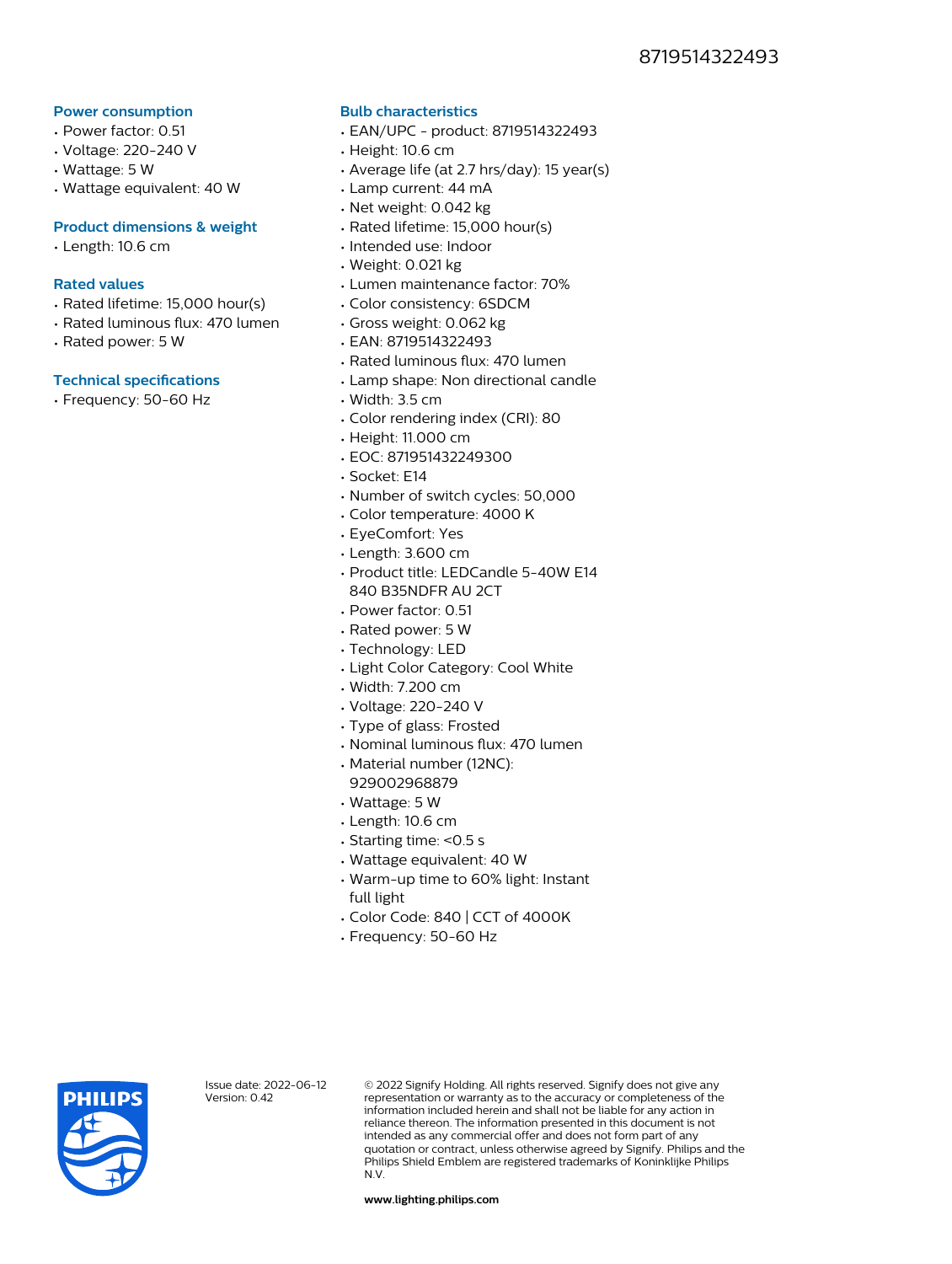8719514322493

### Power consumption

- Power factor: 0.51
- Voltage: 220-240 V
- Wattage: 5 W
- Wattage equivalent: 40 W

### Product dimensions & weight

- Length: 10.6 cm

### Rated values

- Rated lifetime: 15,000 hour(s)
- Rated luminous flux: 470 lumen
- Rated power: 5 W

### Technical specifications

- Frequency: 50-60 Hz

### Bulb characteristics

- EAN/UPC - product: 8719514322493
- Height: 10.6 cm
- Average life (at 2.7 hrs/day): 15 year(s)
- Lamp current: 44 mA
- Net weight: 0.042 kg
- Rated lifetime: 15,000 hour(s)
- Intended use: Indoor
- Weight: 0.021 kg
- Lumen maintenance factor: 70%
- Color consistency: 6SDCM
- Gross weight: 0.062 kg
- EAN: 8719514322493
- Rated luminous flux: 470 lumen
- Lamp shape: Non directional candle
- Width: 3.5 cm
- Color rendering index (CRI): 80
- Height: 11.000 cm
- EOC: 871951432249300
- Socket: E14
- Number of switch cycles: 50,000
- Color temperature: 4000 K
- EyeComfort: Yes
- Length: 3.600 cm
- Product title: LEDCandle 5-40W E14 840 B35NDFR AU 2CT
- Power factor: 0.51
- Rated power: 5 W
- Technology: LED
- Light Color Category: Cool White
- Width: 7.200 cm
- Voltage: 220-240 V
- Type of glass: Frosted
- Nominal luminous flux: 470 lumen
- Material number (12NC): 929002968879
- Wattage: 5 W
- Length: 10.6 cm
- Starting time: <0.5 s
- Wattage equivalent: 40 W
- Warm-up time to 60% light: Instant full light
- Color Code: 840 | CCT of 4000K
- Frequency: 50-60 Hz

Issue date: 2022-06-12
Version: 0.42

© 2022 Signify Holding. All rights reserved. Signify does not give any representation or warranty as to the accuracy or completeness of the information included herein and shall not be liable for any action in reliance thereon. The information presented in this document is not intended as any commercial offer and does not form part of any quotation or contract, unless otherwise agreed by Signify. Philips and the Philips Shield Emblem are registered trademarks of Koninklijke Philips N.V.

**www.lighting.philips.com**